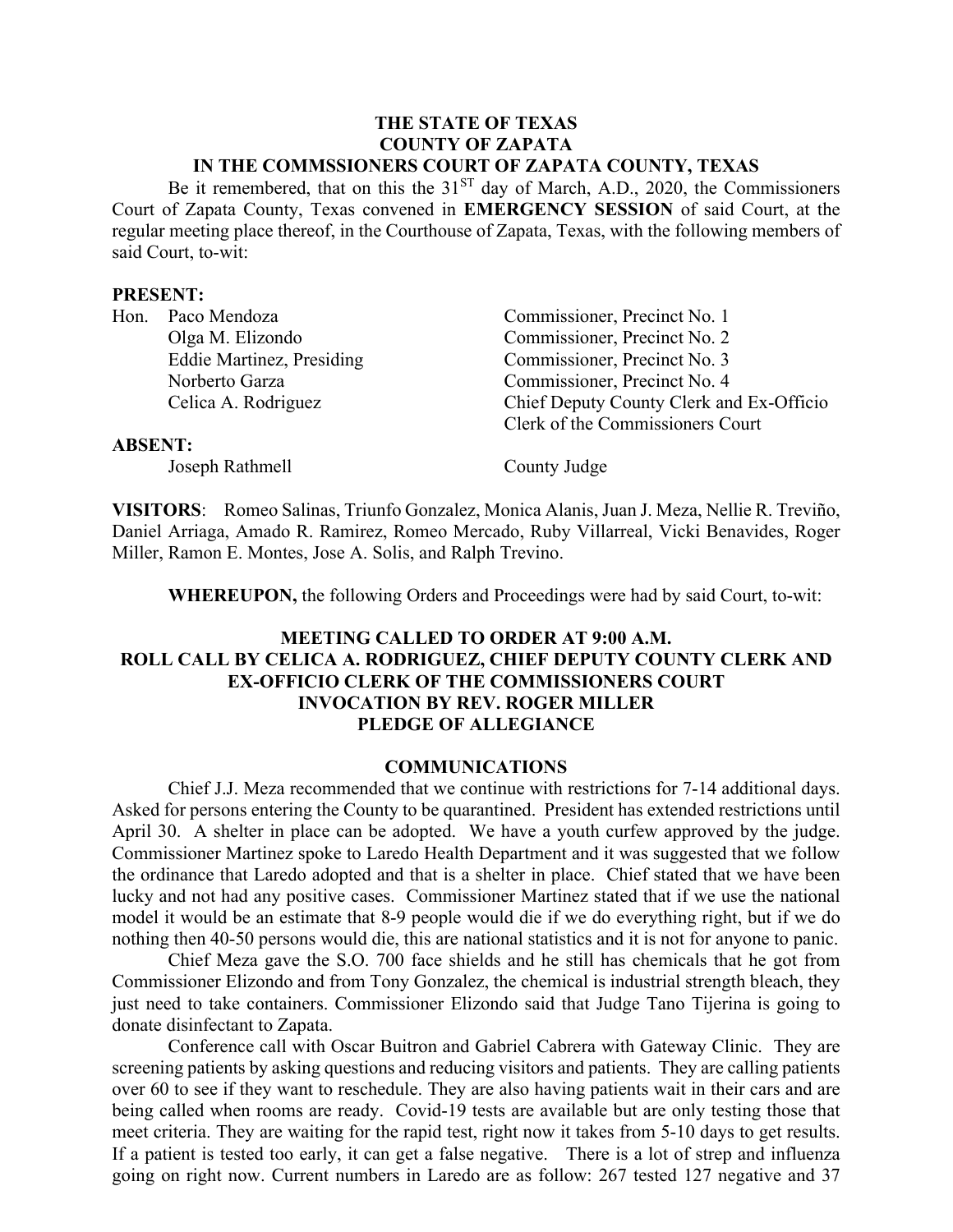**THE STATE OF TEXAS**
**COUNTY OF ZAPATA**
**IN THE COMMSSIONERS COURT OF ZAPATA COUNTY, TEXAS**

Be it remembered, that on this the 31ST day of March, A.D., 2020, the Commissioners Court of Zapata County, Texas convened in **EMERGENCY SESSION** of said Court, at the regular meeting place thereof, in the Courthouse of Zapata, Texas, with the following members of said Court, to-wit:

**PRESENT:**

| | |
|---|---|
| Hon. Paco Mendoza | Commissioner, Precinct No. 1 |
| Olga M. Elizondo | Commissioner, Precinct No. 2 |
| Eddie Martinez, Presiding | Commissioner, Precinct No. 3 |
| Norberto Garza | Commissioner, Precinct No. 4 |
| Celica A. Rodriguez | Chief Deputy County Clerk and Ex-Officio Clerk of the Commissioners Court |

**ABSENT:**

| | |
|---|---|
| Joseph Rathmell | County Judge |

**VISITORS**: Romeo Salinas, Triunfo Gonzalez, Monica Alanis, Juan J. Meza, Nellie R. Treviño, Daniel Arriaga, Amado R. Ramirez, Romeo Mercado, Ruby Villarreal, Vicki Benavides, Roger Miller, Ramon E. Montes, Jose A. Solis, and Ralph Trevino.

**WHEREUPON,** the following Orders and Proceedings were had by said Court, to-wit:

**MEETING CALLED TO ORDER AT 9:00 A.M.**
**ROLL CALL BY CELICA A. RODRIGUEZ, CHIEF DEPUTY COUNTY CLERK AND EX-OFFICIO CLERK OF THE COMMISSIONERS COURT**
**INVOCATION BY REV. ROGER MILLER**
**PLEDGE OF ALLEGIANCE**

## COMMUNICATIONS

Chief J.J. Meza recommended that we continue with restrictions for 7-14 additional days. Asked for persons entering the County to be quarantined. President has extended restrictions until April 30. A shelter in place can be adopted. We have a youth curfew approved by the judge. Commissioner Martinez spoke to Laredo Health Department and it was suggested that we follow the ordinance that Laredo adopted and that is a shelter in place. Chief stated that we have been lucky and not had any positive cases. Commissioner Martinez stated that if we use the national model it would be an estimate that 8-9 people would die if we do everything right, but if we do nothing then 40-50 persons would die, this are national statistics and it is not for anyone to panic.

Chief Meza gave the S.O. 700 face shields and he still has chemicals that he got from Commissioner Elizondo and from Tony Gonzalez, the chemical is industrial strength bleach, they just need to take containers. Commissioner Elizondo said that Judge Tano Tijerina is going to donate disinfectant to Zapata.

Conference call with Oscar Buitron and Gabriel Cabrera with Gateway Clinic. They are screening patients by asking questions and reducing visitors and patients. They are calling patients over 60 to see if they want to reschedule. They are also having patients wait in their cars and are being called when rooms are ready. Covid-19 tests are available but are only testing those that meet criteria. They are waiting for the rapid test, right now it takes from 5-10 days to get results. If a patient is tested too early, it can get a false negative. There is a lot of strep and influenza going on right now. Current numbers in Laredo are as follow: 267 tested 127 negative and 37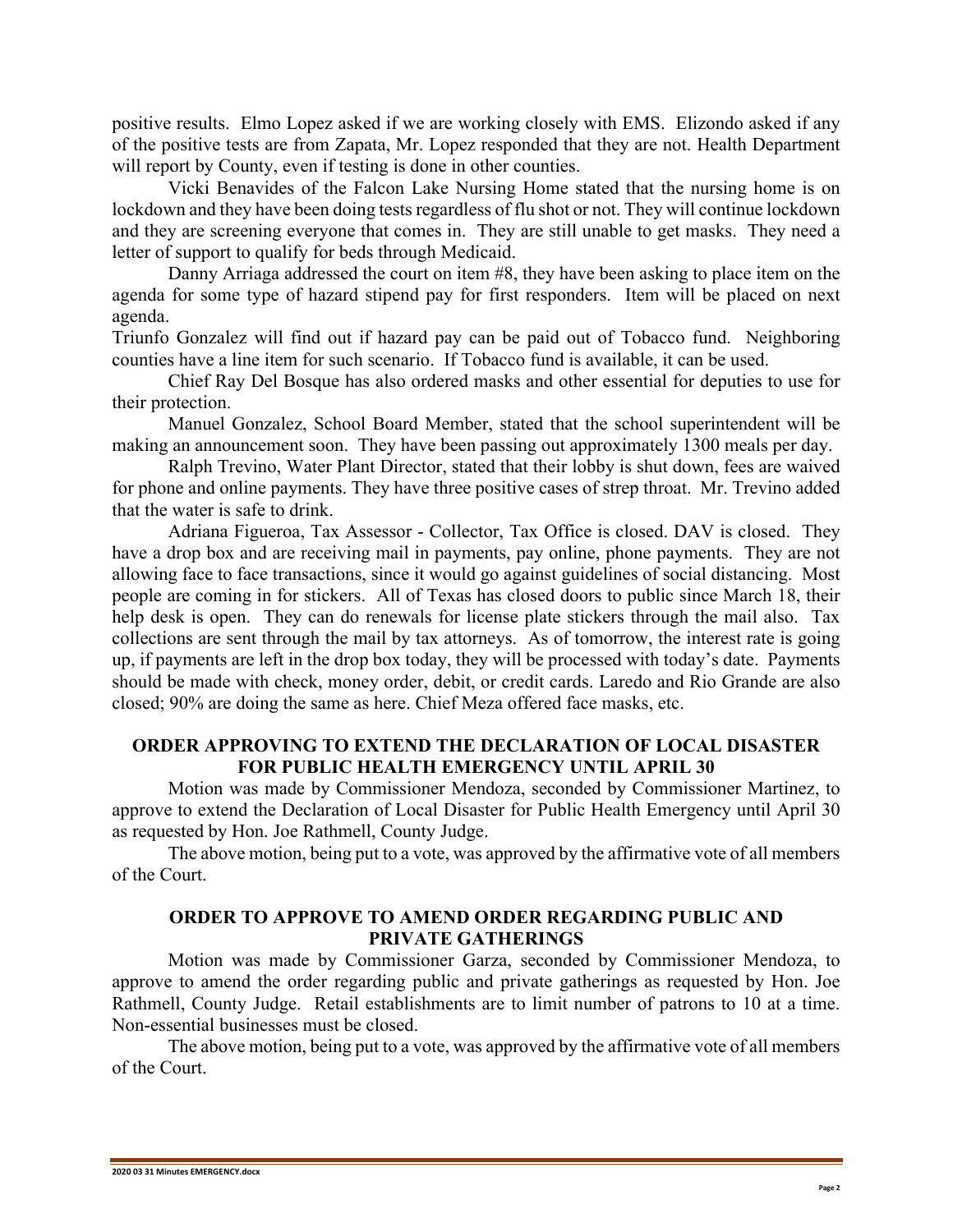positive results. Elmo Lopez asked if we are working closely with EMS. Elizondo asked if any of the positive tests are from Zapata, Mr. Lopez responded that they are not. Health Department will report by County, even if testing is done in other counties.

Vicki Benavides of the Falcon Lake Nursing Home stated that the nursing home is on lockdown and they have been doing tests regardless of flu shot or not. They will continue lockdown and they are screening everyone that comes in. They are still unable to get masks. They need a letter of support to qualify for beds through Medicaid.

Danny Arriaga addressed the court on item #8, they have been asking to place item on the agenda for some type of hazard stipend pay for first responders. Item will be placed on next agenda.

Triunfo Gonzalez will find out if hazard pay can be paid out of Tobacco fund. Neighboring counties have a line item for such scenario. If Tobacco fund is available, it can be used.

Chief Ray Del Bosque has also ordered masks and other essential for deputies to use for their protection.

Manuel Gonzalez, School Board Member, stated that the school superintendent will be making an announcement soon. They have been passing out approximately 1300 meals per day.

Ralph Trevino, Water Plant Director, stated that their lobby is shut down, fees are waived for phone and online payments. They have three positive cases of strep throat. Mr. Trevino added that the water is safe to drink.

Adriana Figueroa, Tax Assessor - Collector, Tax Office is closed. DAV is closed. They have a drop box and are receiving mail in payments, pay online, phone payments. They are not allowing face to face transactions, since it would go against guidelines of social distancing. Most people are coming in for stickers. All of Texas has closed doors to public since March 18, their help desk is open. They can do renewals for license plate stickers through the mail also. Tax collections are sent through the mail by tax attorneys. As of tomorrow, the interest rate is going up, if payments are left in the drop box today, they will be processed with today's date. Payments should be made with check, money order, debit, or credit cards. Laredo and Rio Grande are also closed; 90% are doing the same as here. Chief Meza offered face masks, etc.

## ORDER APPROVING TO EXTEND THE DECLARATION OF LOCAL DISASTER FOR PUBLIC HEALTH EMERGENCY UNTIL APRIL 30

Motion was made by Commissioner Mendoza, seconded by Commissioner Martinez, to approve to extend the Declaration of Local Disaster for Public Health Emergency until April 30 as requested by Hon. Joe Rathmell, County Judge.

The above motion, being put to a vote, was approved by the affirmative vote of all members of the Court.

## ORDER TO APPROVE TO AMEND ORDER REGARDING PUBLIC AND PRIVATE GATHERINGS

Motion was made by Commissioner Garza, seconded by Commissioner Mendoza, to approve to amend the order regarding public and private gatherings as requested by Hon. Joe Rathmell, County Judge. Retail establishments are to limit number of patrons to 10 at a time. Non-essential businesses must be closed.

The above motion, being put to a vote, was approved by the affirmative vote of all members of the Court.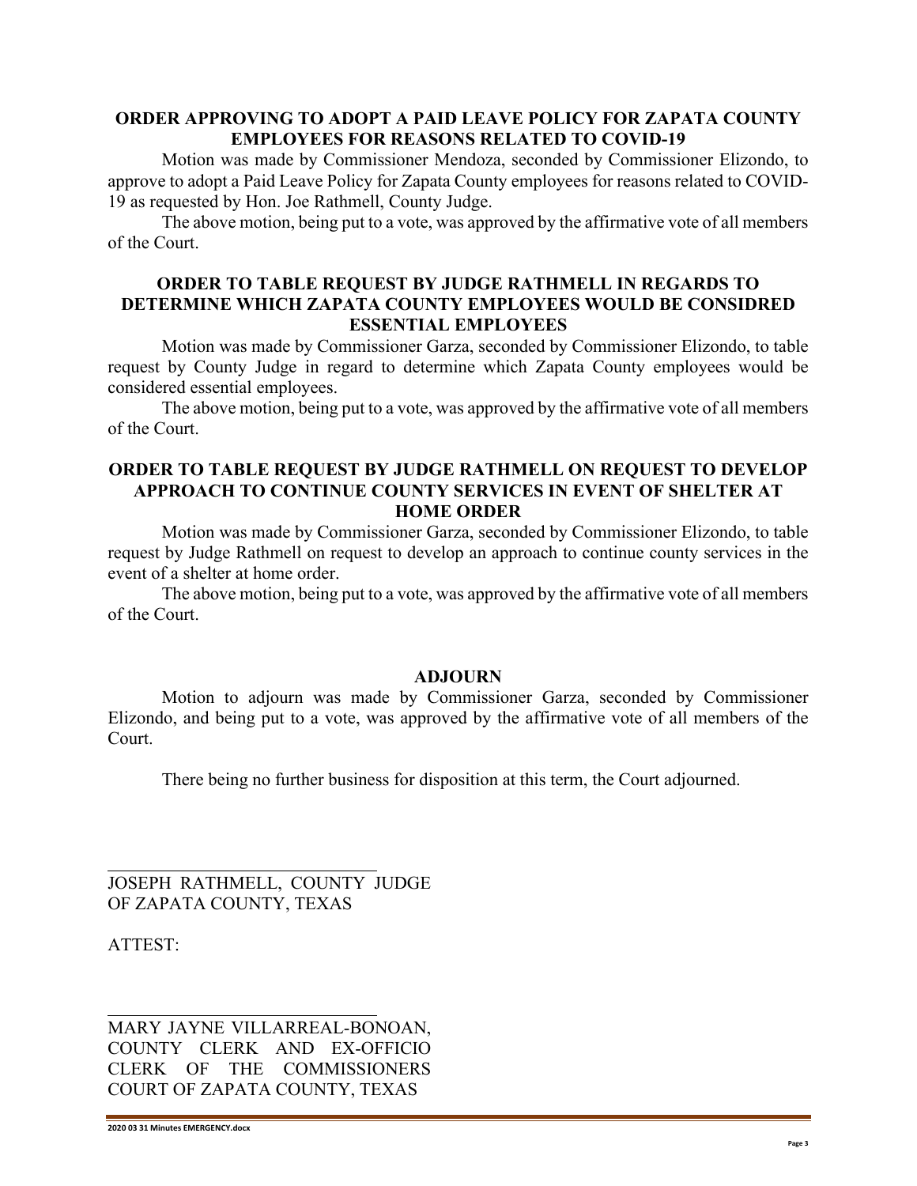**ORDER APPROVING TO ADOPT A PAID LEAVE POLICY FOR ZAPATA COUNTY EMPLOYEES FOR REASONS RELATED TO COVID-19**

Motion was made by Commissioner Mendoza, seconded by Commissioner Elizondo, to approve to adopt a Paid Leave Policy for Zapata County employees for reasons related to COVID-19 as requested by Hon. Joe Rathmell, County Judge.

The above motion, being put to a vote, was approved by the affirmative vote of all members of the Court.

**ORDER TO TABLE REQUEST BY JUDGE RATHMELL IN REGARDS TO DETERMINE WHICH ZAPATA COUNTY EMPLOYEES WOULD BE CONSIDRED ESSENTIAL EMPLOYEES**

Motion was made by Commissioner Garza, seconded by Commissioner Elizondo, to table request by County Judge in regard to determine which Zapata County employees would be considered essential employees.

The above motion, being put to a vote, was approved by the affirmative vote of all members of the Court.

**ORDER TO TABLE REQUEST BY JUDGE RATHMELL ON REQUEST TO DEVELOP APPROACH TO CONTINUE COUNTY SERVICES IN EVENT OF SHELTER AT HOME ORDER**

Motion was made by Commissioner Garza, seconded by Commissioner Elizondo, to table request by Judge Rathmell on request to develop an approach to continue county services in the event of a shelter at home order.

The above motion, being put to a vote, was approved by the affirmative vote of all members of the Court.

**ADJOURN**

Motion to adjourn was made by Commissioner Garza, seconded by Commissioner Elizondo, and being put to a vote, was approved by the affirmative vote of all members of the Court.

There being no further business for disposition at this term, the Court adjourned.

JOSEPH RATHMELL, COUNTY JUDGE
OF ZAPATA COUNTY, TEXAS

ATTEST:

MARY JAYNE VILLARREAL-BONOAN,
COUNTY CLERK AND EX-OFFICIO
CLERK OF THE COMMISSIONERS
COURT OF ZAPATA COUNTY, TEXAS